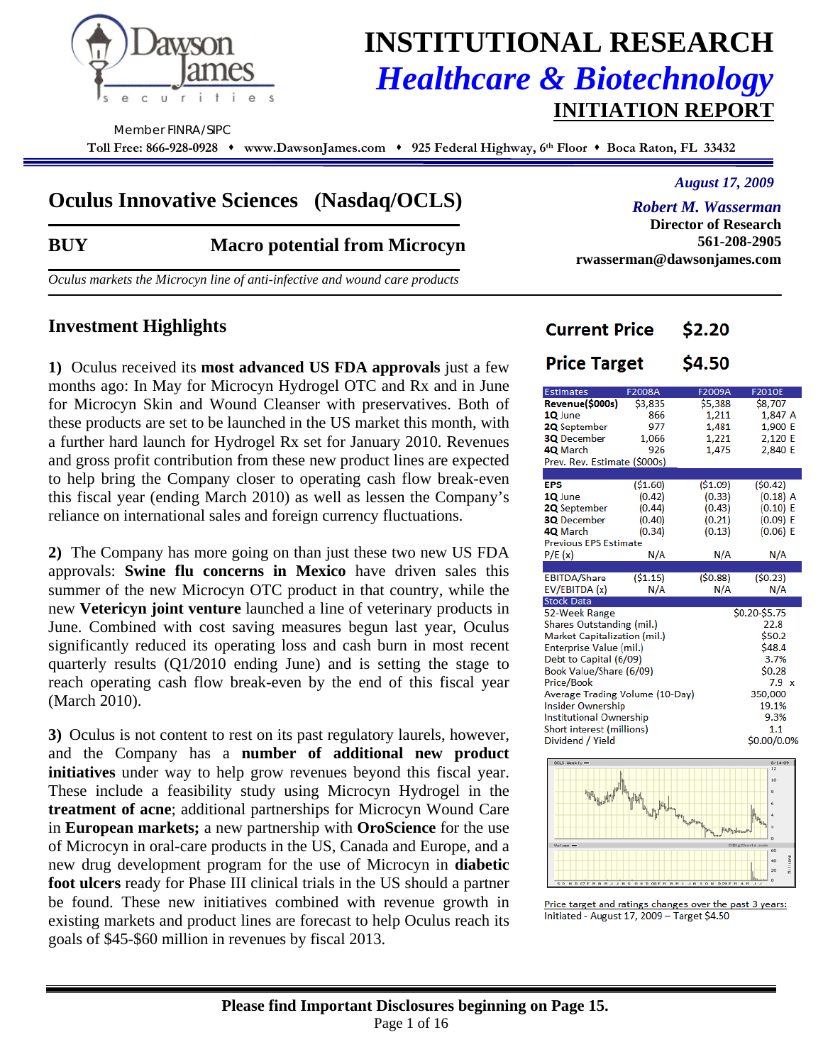# INSTITUTIONAL RESEARCH
## Healthcare & Biotechnology
### INITIATION REPORT

Member FINRA/SIPC

Toll Free: 866-928-0928 ♦ www.DawsonJames.com ♦ 925 Federal Highway, 6th Floor ♦ Boca Raton, FL 33432

*August 17, 2009*

**Robert M. Wasserman**
**Director of Research**
**561-208-2905**
**rwasserman@dawsonjames.com**

## Oculus Innovative Sciences (Nasdaq/OCLS)

**BUY** **Macro potential from Microcyn**

*Oculus markets the Microcyn line of anti-infective and wound care products*

### Investment Highlights

**1)** Oculus received its **most advanced US FDA approvals** just a few months ago: In May for Microcyn Hydrogel OTC and Rx and in June for Microcyn Skin and Wound Cleanser with preservatives. Both of these products are set to be launched in the US market this month, with a further hard launch for Hydrogel Rx set for January 2010. Revenues and gross profit contribution from these new product lines are expected to help bring the Company closer to operating cash flow break-even this fiscal year (ending March 2010) as well as lessen the Company's reliance on international sales and foreign currency fluctuations.

**2)** The Company has more going on than just these two new US FDA approvals: **Swine flu concerns in Mexico** have driven sales this summer of the new Microcyn OTC product in that country, while the new **Vetericyn joint venture** launched a line of veterinary products in June. Combined with cost saving measures begun last year, Oculus significantly reduced its operating loss and cash burn in most recent quarterly results (Q1/2010 ending June) and is setting the stage to reach operating cash flow break-even by the end of this fiscal year (March 2010).

**3)** Oculus is not content to rest on its past regulatory laurels, however, and the Company has a **number of additional new product initiatives** under way to help grow revenues beyond this fiscal year. These include a feasibility study using Microcyn Hydrogel in the **treatment of acne**; additional partnerships for Microcyn Wound Care in **European markets;** a new partnership with **OroScience** for the use of Microcyn in oral-care products in the US, Canada and Europe, and a new drug development program for the use of Microcyn in **diabetic foot ulcers** ready for Phase III clinical trials in the US should a partner be found. These new initiatives combined with revenue growth in existing markets and product lines are forecast to help Oculus reach its goals of $45-$60 million in revenues by fiscal 2013.

**Current Price** **$2.20**

**Price Target** **$4.50**

| Estimates | F2008A | F2009A | F2010E |
|---|---|---|---|
| **Revenue($000s)** | $3,835 | $5,388 | $8,707 |
| **1Q** June | 866 | 1,211 | 1,847 A |
| **2Q** September | 977 | 1,481 | 1,900 E |
| **3Q** December | 1,066 | 1,221 | 2,120 E |
| **4Q** March | 926 | 1,475 | 2,840 E |
| Prev. Rev. Estimate ($000s) | | | |
| **EPS** | ($1.60) | ($1.09) | ($0.42) |
| **1Q** June | (0.42) | (0.33) | (0.18) A |
| **2Q** September | (0.44) | (0.43) | (0.10) E |
| **3Q** December | (0.40) | (0.21) | (0.09) E |
| **4Q** March | (0.34) | (0.13) | (0.06) E |
| Previous EPS Estimate | | | |
| P/E (x) | N/A | N/A | N/A |
| EBITDA/Share | ($1.15) | ($0.88) | ($0.23) |
| EV/EBITDA (x) | N/A | N/A | N/A |

| Stock Data | |
|---|---|
| 52-Week Range | $0.20-$5.75 |
| Shares Outstanding (mil.) | 22.8 |
| Market Capitalization (mil.) | $50.2 |
| Enterprise Value (mil.) | $48.4 |
| Debt to Capital (6/09) | 3.7% |
| Book Value/Share (6/09) | $0.28 |
| Price/Book | 7.9 x |
| Average Trading Volume (10-Day) | 350,000 |
| Insider Ownership | 19.1% |
| Institutional Ownership | 9.3% |
| Short interest (millions) | 1.1 |
| Dividend / Yield | $0.00/0.0% |

Price target and ratings changes over the past 3 years:
Initiated - August 17, 2009 – Target $4.50

**Please find Important Disclosures beginning on Page 15.**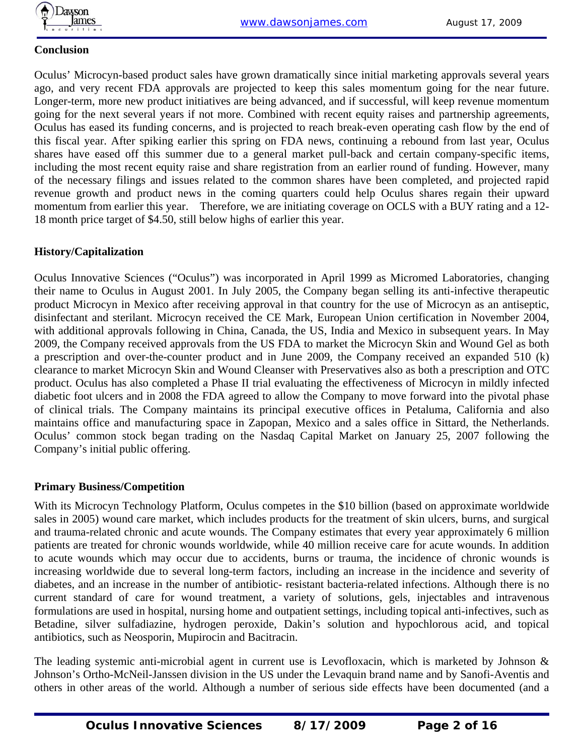## Conclusion

Oculus' Microcyn-based product sales have grown dramatically since initial marketing approvals several years ago, and very recent FDA approvals are projected to keep this sales momentum going for the near future. Longer-term, more new product initiatives are being advanced, and if successful, will keep revenue momentum going for the next several years if not more. Combined with recent equity raises and partnership agreements, Oculus has eased its funding concerns, and is projected to reach break-even operating cash flow by the end of this fiscal year. After spiking earlier this spring on FDA news, continuing a rebound from last year, Oculus shares have eased off this summer due to a general market pull-back and certain company-specific items, including the most recent equity raise and share registration from an earlier round of funding. However, many of the necessary filings and issues related to the common shares have been completed, and projected rapid revenue growth and product news in the coming quarters could help Oculus shares regain their upward momentum from earlier this year. Therefore, we are initiating coverage on OCLS with a BUY rating and a 12-18 month price target of $4.50, still below highs of earlier this year.

## History/Capitalization

Oculus Innovative Sciences ("Oculus") was incorporated in April 1999 as Micromed Laboratories, changing their name to Oculus in August 2001. In July 2005, the Company began selling its anti-infective therapeutic product Microcyn in Mexico after receiving approval in that country for the use of Microcyn as an antiseptic, disinfectant and sterilant. Microcyn received the CE Mark, European Union certification in November 2004, with additional approvals following in China, Canada, the US, India and Mexico in subsequent years. In May 2009, the Company received approvals from the US FDA to market the Microcyn Skin and Wound Gel as both a prescription and over-the-counter product and in June 2009, the Company received an expanded 510 (k) clearance to market Microcyn Skin and Wound Cleanser with Preservatives also as both a prescription and OTC product. Oculus has also completed a Phase II trial evaluating the effectiveness of Microcyn in mildly infected diabetic foot ulcers and in 2008 the FDA agreed to allow the Company to move forward into the pivotal phase of clinical trials. The Company maintains its principal executive offices in Petaluma, California and also maintains office and manufacturing space in Zapopan, Mexico and a sales office in Sittard, the Netherlands. Oculus' common stock began trading on the Nasdaq Capital Market on January 25, 2007 following the Company's initial public offering.

## Primary Business/Competition

With its Microcyn Technology Platform, Oculus competes in the $10 billion (based on approximate worldwide sales in 2005) wound care market, which includes products for the treatment of skin ulcers, burns, and surgical and trauma-related chronic and acute wounds. The Company estimates that every year approximately 6 million patients are treated for chronic wounds worldwide, while 40 million receive care for acute wounds. In addition to acute wounds which may occur due to accidents, burns or trauma, the incidence of chronic wounds is increasing worldwide due to several long-term factors, including an increase in the incidence and severity of diabetes, and an increase in the number of antibiotic- resistant bacteria-related infections. Although there is no current standard of care for wound treatment, a variety of solutions, gels, injectables and intravenous formulations are used in hospital, nursing home and outpatient settings, including topical anti-infectives, such as Betadine, silver sulfadiazine, hydrogen peroxide, Dakin's solution and hypochlorous acid, and topical antibiotics, such as Neosporin, Mupirocin and Bacitracin.

The leading systemic anti-microbial agent in current use is Levofloxacin, which is marketed by Johnson & Johnson's Ortho-McNeil-Janssen division in the US under the Levaquin brand name and by Sanofi-Aventis and others in other areas of the world. Although a number of serious side effects have been documented (and a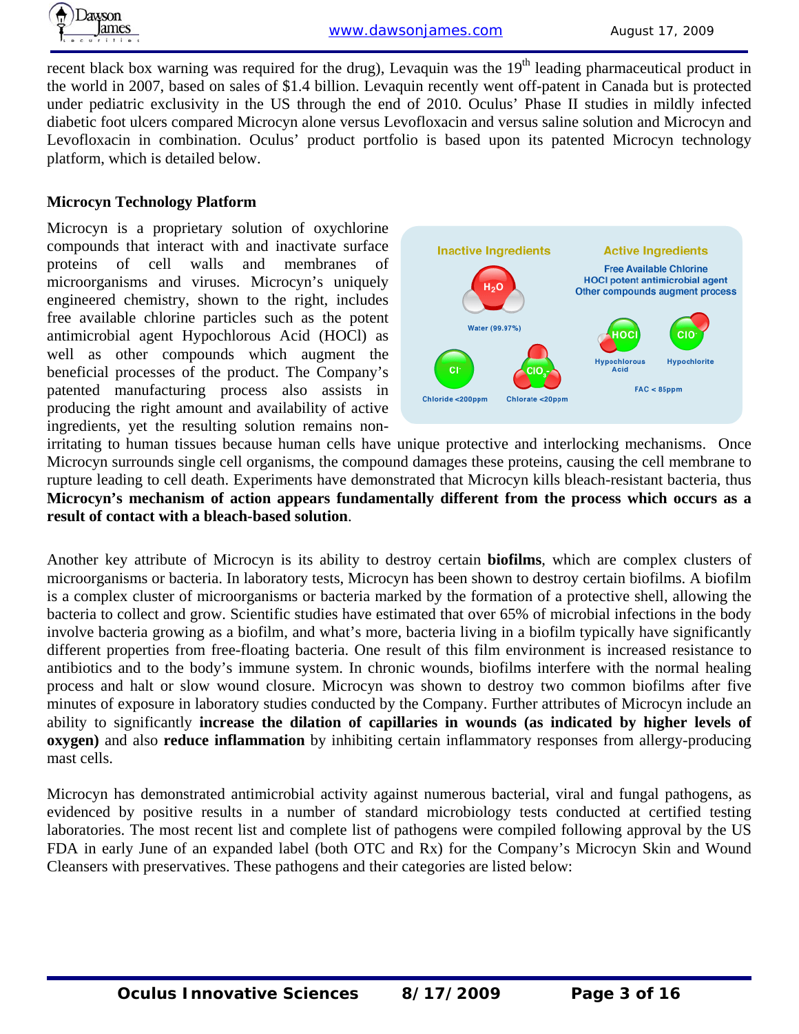recent black box warning was required for the drug), Levaquin was the 19th leading pharmaceutical product in the world in 2007, based on sales of $1.4 billion. Levaquin recently went off-patent in Canada but is protected under pediatric exclusivity in the US through the end of 2010. Oculus' Phase II studies in mildly infected diabetic foot ulcers compared Microcyn alone versus Levofloxacin and versus saline solution and Microcyn and Levofloxacin in combination. Oculus' product portfolio is based upon its patented Microcyn technology platform, which is detailed below.

**Microcyn Technology Platform**

Microcyn is a proprietary solution of oxychlorine compounds that interact with and inactivate surface proteins of cell walls and membranes of microorganisms and viruses. Microcyn's uniquely engineered chemistry, shown to the right, includes free available chlorine particles such as the potent antimicrobial agent Hypochlorous Acid (HOCl) as well as other compounds which augment the beneficial processes of the product. The Company's patented manufacturing process also assists in producing the right amount and availability of active ingredients, yet the resulting solution remains non-irritating to human tissues because human cells have unique protective and interlocking mechanisms. Once Microcyn surrounds single cell organisms, the compound damages these proteins, causing the cell membrane to rupture leading to cell death. Experiments have demonstrated that Microcyn kills bleach-resistant bacteria, thus **Microcyn's mechanism of action appears fundamentally different from the process which occurs as a result of contact with a bleach-based solution**.

Inactive Ingredients: $H_2O$ — Water (99.97%); $Cl^-$ — Chloride <200ppm; $ClO_3^-$ — Chlorate <20ppm

Active Ingredients: Free Available Chlorine; HOCl potent antimicrobial agent; Other compounds augment process. HOCl — Hypochlorous Acid; $ClO^-$ — Hypochlorite; FAC < 85ppm

Another key attribute of Microcyn is its ability to destroy certain **biofilms**, which are complex clusters of microorganisms or bacteria. In laboratory tests, Microcyn has been shown to destroy certain biofilms. A biofilm is a complex cluster of microorganisms or bacteria marked by the formation of a protective shell, allowing the bacteria to collect and grow. Scientific studies have estimated that over 65% of microbial infections in the body involve bacteria growing as a biofilm, and what's more, bacteria living in a biofilm typically have significantly different properties from free-floating bacteria. One result of this film environment is increased resistance to antibiotics and to the body's immune system. In chronic wounds, biofilms interfere with the normal healing process and halt or slow wound closure. Microcyn was shown to destroy two common biofilms after five minutes of exposure in laboratory studies conducted by the Company. Further attributes of Microcyn include an ability to significantly **increase the dilation of capillaries in wounds (as indicated by higher levels of oxygen)** and also **reduce inflammation** by inhibiting certain inflammatory responses from allergy-producing mast cells.

Microcyn has demonstrated antimicrobial activity against numerous bacterial, viral and fungal pathogens, as evidenced by positive results in a number of standard microbiology tests conducted at certified testing laboratories. The most recent list and complete list of pathogens were compiled following approval by the US FDA in early June of an expanded label (both OTC and Rx) for the Company's Microcyn Skin and Wound Cleansers with preservatives. These pathogens and their categories are listed below: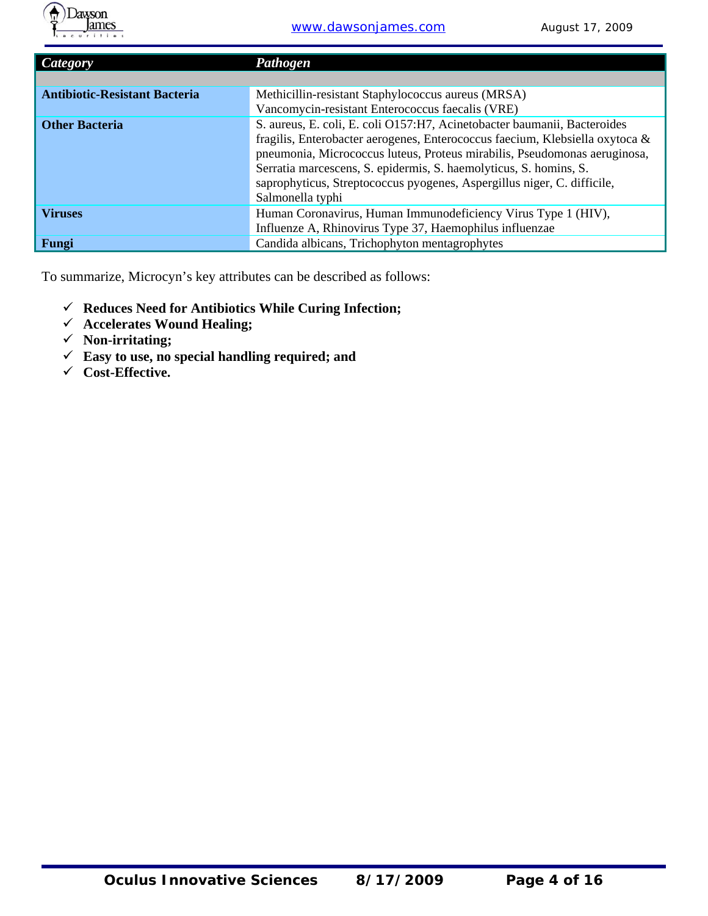| *Category* | *Pathogen* |
|---|---|
| | |
| **Antibiotic-Resistant Bacteria** | Methicillin-resistant Staphylococcus aureus (MRSA) Vancomycin-resistant Enterococcus faecalis (VRE) |
| **Other Bacteria** | S. aureus, E. coli, E. coli O157:H7, Acinetobacter baumanii, Bacteroides fragilis, Enterobacter aerogenes, Enterococcus faecium, Klebsiella oxytoca & pneumonia, Micrococcus luteus, Proteus mirabilis, Pseudomonas aeruginosa, Serratia marcescens, S. epidermis, S. haemolyticus, S. homins, S. saprophyticus, Streptococcus pyogenes, Aspergillus niger, C. difficile, Salmonella typhi |
| **Viruses** | Human Coronavirus, Human Immunodeficiency Virus Type 1 (HIV), Influenze A, Rhinovirus Type 37, Haemophilus influenzae |
| **Fungi** | Candida albicans, Trichophyton mentagrophytes |

To summarize, Microcyn's key attributes can be described as follows:

- ✓ **Reduces Need for Antibiotics While Curing Infection;**
- ✓ **Accelerates Wound Healing;**
- ✓ **Non-irritating;**
- ✓ **Easy to use, no special handling required; and**
- ✓ **Cost-Effective.**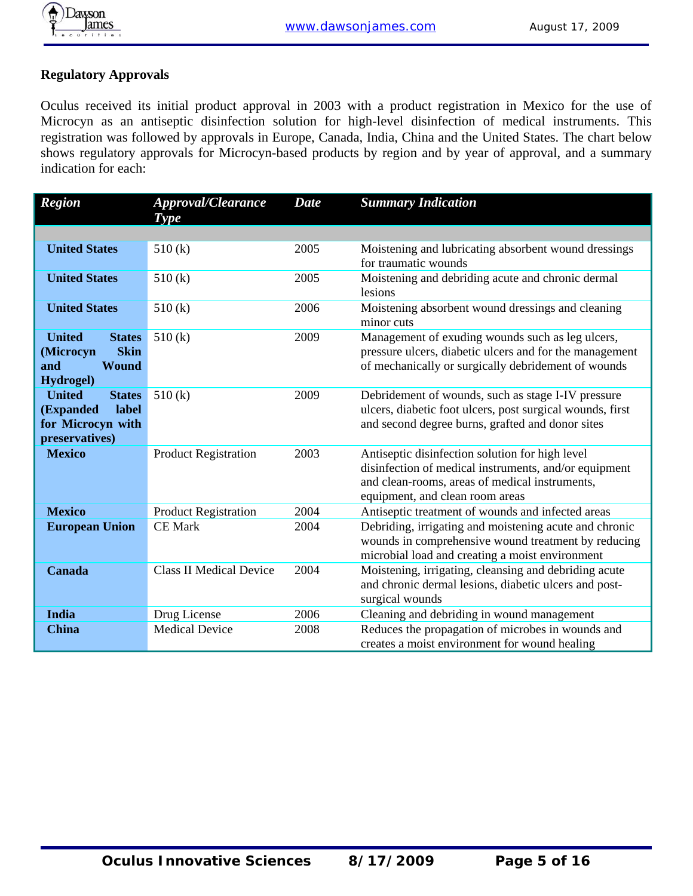## Regulatory Approvals

Oculus received its initial product approval in 2003 with a product registration in Mexico for the use of Microcyn as an antiseptic disinfection solution for high-level disinfection of medical instruments. This registration was followed by approvals in Europe, Canada, India, China and the United States. The chart below shows regulatory approvals for Microcyn-based products by region and by year of approval, and a summary indication for each:

| Region | Approval/Clearance Type | Date | Summary Indication |
|---|---|---|---|
| **United States** | 510 (k) | 2005 | Moistening and lubricating absorbent wound dressings for traumatic wounds |
| **United States** | 510 (k) | 2005 | Moistening and debriding acute and chronic dermal lesions |
| **United States** | 510 (k) | 2006 | Moistening absorbent wound dressings and cleaning minor cuts |
| **United States (Microcyn Skin and Wound Hydrogel)** | 510 (k) | 2009 | Management of exuding wounds such as leg ulcers, pressure ulcers, diabetic ulcers and for the management of mechanically or surgically debridement of wounds |
| **United States (Expanded label for Microcyn with preservatives)** | 510 (k) | 2009 | Debridement of wounds, such as stage I-IV pressure ulcers, diabetic foot ulcers, post surgical wounds, first and second degree burns, grafted and donor sites |
| **Mexico** | Product Registration | 2003 | Antiseptic disinfection solution for high level disinfection of medical instruments, and/or equipment and clean-rooms, areas of medical instruments, equipment, and clean room areas |
| **Mexico** | Product Registration | 2004 | Antiseptic treatment of wounds and infected areas |
| **European Union** | CE Mark | 2004 | Debriding, irrigating and moistening acute and chronic wounds in comprehensive wound treatment by reducing microbial load and creating a moist environment |
| **Canada** | Class II Medical Device | 2004 | Moistening, irrigating, cleansing and debriding acute and chronic dermal lesions, diabetic ulcers and post-surgical wounds |
| **India** | Drug License | 2006 | Cleaning and debriding in wound management |
| **China** | Medical Device | 2008 | Reduces the propagation of microbes in wounds and creates a moist environment for wound healing |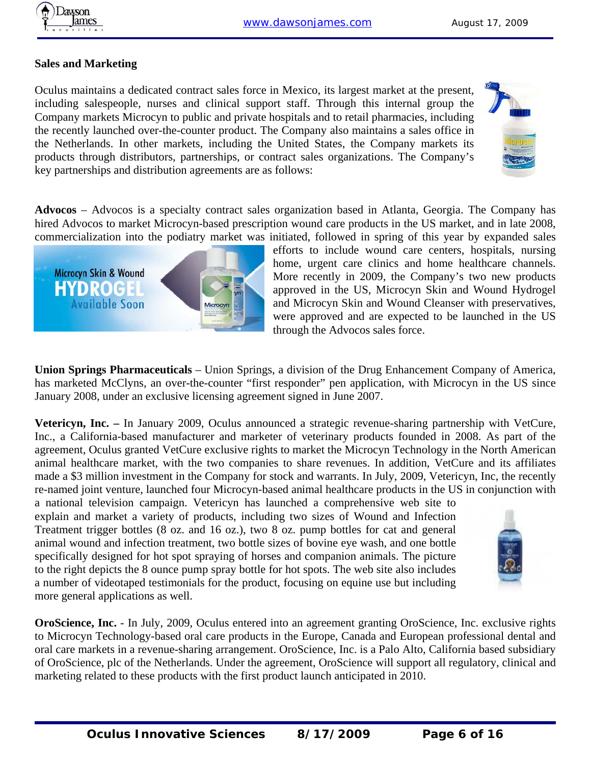## Sales and Marketing

Oculus maintains a dedicated contract sales force in Mexico, its largest market at the present, including salespeople, nurses and clinical support staff. Through this internal group the Company markets Microcyn to public and private hospitals and to retail pharmacies, including the recently launched over-the-counter product. The Company also maintains a sales office in the Netherlands. In other markets, including the United States, the Company markets its products through distributors, partnerships, or contract sales organizations. The Company's key partnerships and distribution agreements are as follows:

**Advocos** – Advocos is a specialty contract sales organization based in Atlanta, Georgia. The Company has hired Advocos to market Microcyn-based prescription wound care products in the US market, and in late 2008, commercialization into the podiatry market was initiated, followed in spring of this year by expanded sales efforts to include wound care centers, hospitals, nursing home, urgent care clinics and home healthcare channels. More recently in 2009, the Company's two new products approved in the US, Microcyn Skin and Wound Hydrogel and Microcyn Skin and Wound Cleanser with preservatives, were approved and are expected to be launched in the US through the Advocos sales force.

**Union Springs Pharmaceuticals** – Union Springs, a division of the Drug Enhancement Company of America, has marketed McClyns, an over-the-counter "first responder" pen application, with Microcyn in the US since January 2008, under an exclusive licensing agreement signed in June 2007.

**Vetericyn, Inc. –** In January 2009, Oculus announced a strategic revenue-sharing partnership with VetCure, Inc., a California-based manufacturer and marketer of veterinary products founded in 2008. As part of the agreement, Oculus granted VetCure exclusive rights to market the Microcyn Technology in the North American animal healthcare market, with the two companies to share revenues. In addition, VetCure and its affiliates made a $3 million investment in the Company for stock and warrants. In July, 2009, Vetericyn, Inc, the recently re-named joint venture, launched four Microcyn-based animal healthcare products in the US in conjunction with a national television campaign. Vetericyn has launched a comprehensive web site to explain and market a variety of products, including two sizes of Wound and Infection Treatment trigger bottles (8 oz. and 16 oz.), two 8 oz. pump bottles for cat and general animal wound and infection treatment, two bottle sizes of bovine eye wash, and one bottle specifically designed for hot spot spraying of horses and companion animals. The picture to the right depicts the 8 ounce pump spray bottle for hot spots. The web site also includes a number of videotaped testimonials for the product, focusing on equine use but including more general applications as well.

**OroScience, Inc.** - In July, 2009, Oculus entered into an agreement granting OroScience, Inc. exclusive rights to Microcyn Technology-based oral care products in the Europe, Canada and European professional dental and oral care markets in a revenue-sharing arrangement. OroScience, Inc. is a Palo Alto, California based subsidiary of OroScience, plc of the Netherlands. Under the agreement, OroScience will support all regulatory, clinical and marketing related to these products with the first product launch anticipated in 2010.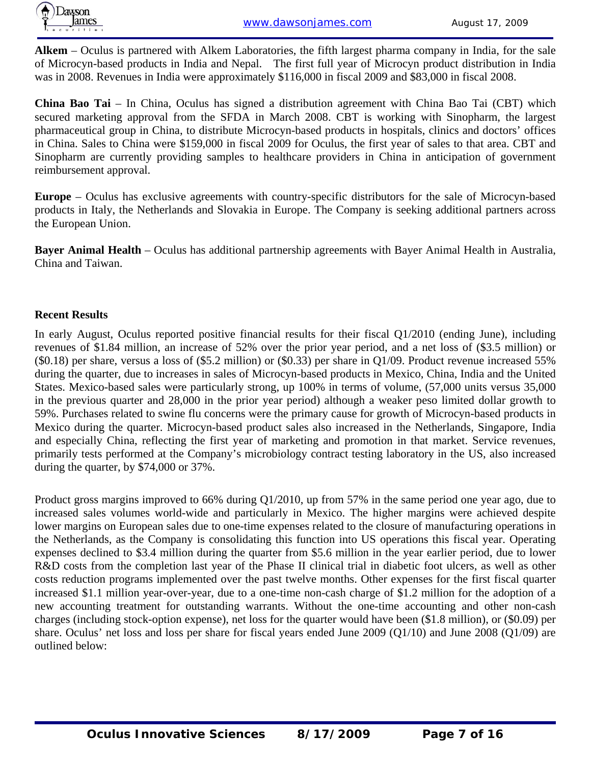**Alkem** – Oculus is partnered with Alkem Laboratories, the fifth largest pharma company in India, for the sale of Microcyn-based products in India and Nepal. The first full year of Microcyn product distribution in India was in 2008. Revenues in India were approximately $116,000 in fiscal 2009 and $83,000 in fiscal 2008.

**China Bao Tai** – In China, Oculus has signed a distribution agreement with China Bao Tai (CBT) which secured marketing approval from the SFDA in March 2008. CBT is working with Sinopharm, the largest pharmaceutical group in China, to distribute Microcyn-based products in hospitals, clinics and doctors' offices in China. Sales to China were $159,000 in fiscal 2009 for Oculus, the first year of sales to that area. CBT and Sinopharm are currently providing samples to healthcare providers in China in anticipation of government reimbursement approval.

**Europe** – Oculus has exclusive agreements with country-specific distributors for the sale of Microcyn-based products in Italy, the Netherlands and Slovakia in Europe. The Company is seeking additional partners across the European Union.

**Bayer Animal Health** – Oculus has additional partnership agreements with Bayer Animal Health in Australia, China and Taiwan.

**Recent Results**

In early August, Oculus reported positive financial results for their fiscal Q1/2010 (ending June), including revenues of $1.84 million, an increase of 52% over the prior year period, and a net loss of ($3.5 million) or ($0.18) per share, versus a loss of ($5.2 million) or ($0.33) per share in Q1/09. Product revenue increased 55% during the quarter, due to increases in sales of Microcyn-based products in Mexico, China, India and the United States. Mexico-based sales were particularly strong, up 100% in terms of volume, (57,000 units versus 35,000 in the previous quarter and 28,000 in the prior year period) although a weaker peso limited dollar growth to 59%. Purchases related to swine flu concerns were the primary cause for growth of Microcyn-based products in Mexico during the quarter. Microcyn-based product sales also increased in the Netherlands, Singapore, India and especially China, reflecting the first year of marketing and promotion in that market. Service revenues, primarily tests performed at the Company's microbiology contract testing laboratory in the US, also increased during the quarter, by $74,000 or 37%.

Product gross margins improved to 66% during Q1/2010, up from 57% in the same period one year ago, due to increased sales volumes world-wide and particularly in Mexico. The higher margins were achieved despite lower margins on European sales due to one-time expenses related to the closure of manufacturing operations in the Netherlands, as the Company is consolidating this function into US operations this fiscal year. Operating expenses declined to $3.4 million during the quarter from $5.6 million in the year earlier period, due to lower R&D costs from the completion last year of the Phase II clinical trial in diabetic foot ulcers, as well as other costs reduction programs implemented over the past twelve months. Other expenses for the first fiscal quarter increased $1.1 million year-over-year, due to a one-time non-cash charge of $1.2 million for the adoption of a new accounting treatment for outstanding warrants. Without the one-time accounting and other non-cash charges (including stock-option expense), net loss for the quarter would have been ($1.8 million), or ($0.09) per share. Oculus' net loss and loss per share for fiscal years ended June 2009 (Q1/10) and June 2008 (Q1/09) are outlined below: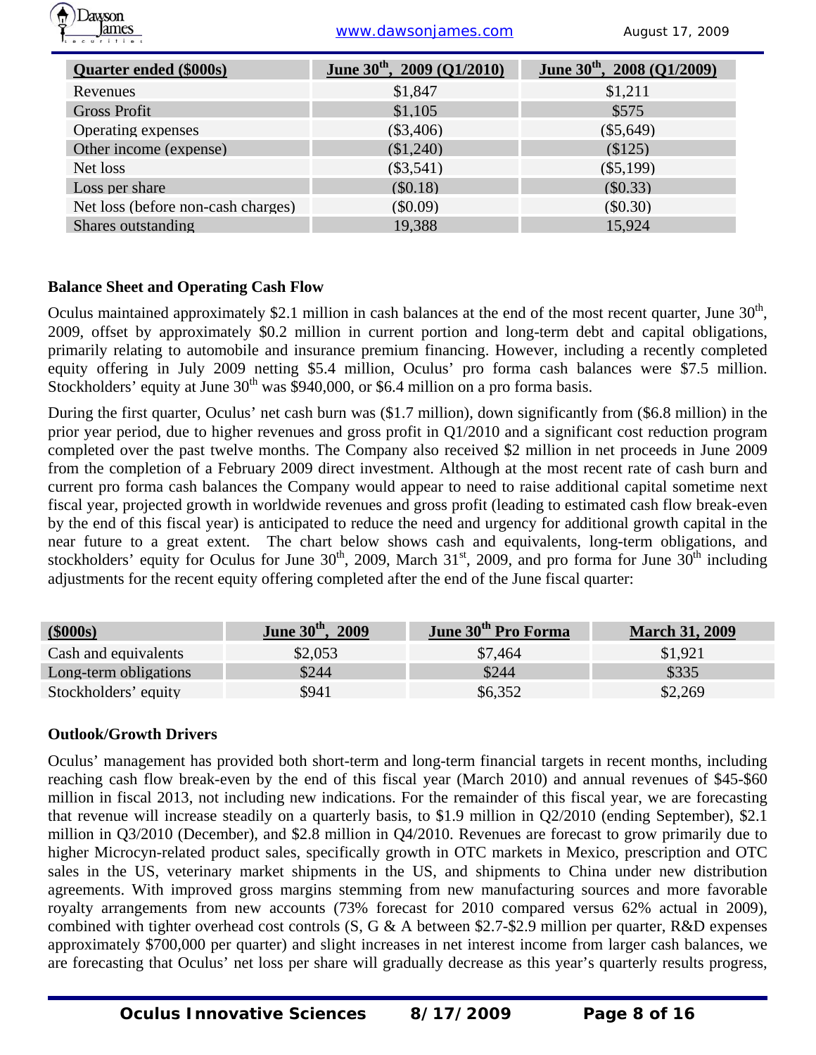| Quarter ended ($000s) | June 30th, 2009 (Q1/2010) | June 30th, 2008 (Q1/2009) |
|---|---|---|
| Revenues | $1,847 | $1,211 |
| Gross Profit | $1,105 | $575 |
| Operating expenses | ($3,406) | ($5,649) |
| Other income (expense) | ($1,240) | ($125) |
| Net loss | ($3,541) | ($5,199) |
| Loss per share | ($0.18) | ($0.33) |
| Net loss (before non-cash charges) | ($0.09) | ($0.30) |
| Shares outstanding | 19,388 | 15,924 |

**Balance Sheet and Operating Cash Flow**

Oculus maintained approximately $2.1 million in cash balances at the end of the most recent quarter, June 30th, 2009, offset by approximately $0.2 million in current portion and long-term debt and capital obligations, primarily relating to automobile and insurance premium financing. However, including a recently completed equity offering in July 2009 netting $5.4 million, Oculus' pro forma cash balances were $7.5 million. Stockholders' equity at June 30th was $940,000, or $6.4 million on a pro forma basis.

During the first quarter, Oculus' net cash burn was ($1.7 million), down significantly from ($6.8 million) in the prior year period, due to higher revenues and gross profit in Q1/2010 and a significant cost reduction program completed over the past twelve months. The Company also received $2 million in net proceeds in June 2009 from the completion of a February 2009 direct investment. Although at the most recent rate of cash burn and current pro forma cash balances the Company would appear to need to raise additional capital sometime next fiscal year, projected growth in worldwide revenues and gross profit (leading to estimated cash flow break-even by the end of this fiscal year) is anticipated to reduce the need and urgency for additional growth capital in the near future to a great extent. The chart below shows cash and equivalents, long-term obligations, and stockholders' equity for Oculus for June 30th, 2009, March 31st, 2009, and pro forma for June 30th including adjustments for the recent equity offering completed after the end of the June fiscal quarter:

| ($000s) | June 30th, 2009 | June 30th Pro Forma | March 31, 2009 |
|---|---|---|---|
| Cash and equivalents | $2,053 | $7,464 | $1,921 |
| Long-term obligations | $244 | $244 | $335 |
| Stockholders' equity | $941 | $6,352 | $2,269 |

**Outlook/Growth Drivers**

Oculus' management has provided both short-term and long-term financial targets in recent months, including reaching cash flow break-even by the end of this fiscal year (March 2010) and annual revenues of $45-$60 million in fiscal 2013, not including new indications. For the remainder of this fiscal year, we are forecasting that revenue will increase steadily on a quarterly basis, to $1.9 million in Q2/2010 (ending September), $2.1 million in Q3/2010 (December), and $2.8 million in Q4/2010. Revenues are forecast to grow primarily due to higher Microcyn-related product sales, specifically growth in OTC markets in Mexico, prescription and OTC sales in the US, veterinary market shipments in the US, and shipments to China under new distribution agreements. With improved gross margins stemming from new manufacturing sources and more favorable royalty arrangements from new accounts (73% forecast for 2010 compared versus 62% actual in 2009), combined with tighter overhead cost controls (S, G & A between $2.7-$2.9 million per quarter, R&D expenses approximately $700,000 per quarter) and slight increases in net interest income from larger cash balances, we are forecasting that Oculus' net loss per share will gradually decrease as this year's quarterly results progress,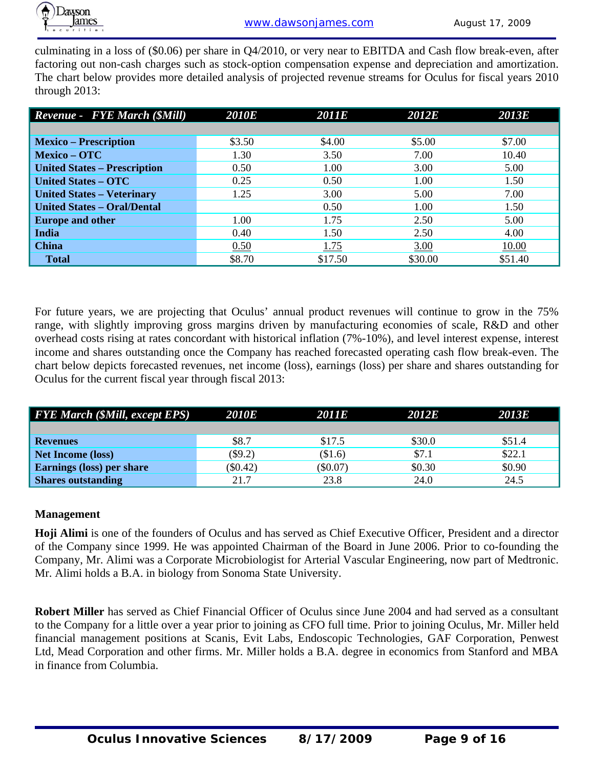culminating in a loss of ($0.06) per share in Q4/2010, or very near to EBITDA and Cash flow break-even, after factoring out non-cash charges such as stock-option compensation expense and depreciation and amortization. The chart below provides more detailed analysis of projected revenue streams for Oculus for fiscal years 2010 through 2013:

| *Revenue - FYE March ($Mill)* | *2010E* | *2011E* | *2012E* | *2013E* |
|---|---|---|---|---|
| **Mexico – Prescription** | $3.50 | $4.00 | $5.00 | $7.00 |
| **Mexico – OTC** | 1.30 | 3.50 | 7.00 | 10.40 |
| **United States – Prescription** | 0.50 | 1.00 | 3.00 | 5.00 |
| **United States – OTC** | 0.25 | 0.50 | 1.00 | 1.50 |
| **United States – Veterinary** | 1.25 | 3.00 | 5.00 | 7.00 |
| **United States – Oral/Dental** | | 0.50 | 1.00 | 1.50 |
| **Europe and other** | 1.00 | 1.75 | 2.50 | 5.00 |
| **India** | 0.40 | 1.50 | 2.50 | 4.00 |
| **China** | 0.50 | 1.75 | 3.00 | 10.00 |
| **Total** | $8.70 | $17.50 | $30.00 | $51.40 |

For future years, we are projecting that Oculus' annual product revenues will continue to grow in the 75% range, with slightly improving gross margins driven by manufacturing economies of scale, R&D and other overhead costs rising at rates concordant with historical inflation (7%-10%), and level interest expense, interest income and shares outstanding once the Company has reached forecasted operating cash flow break-even. The chart below depicts forecasted revenues, net income (loss), earnings (loss) per share and shares outstanding for Oculus for the current fiscal year through fiscal 2013:

| *FYE March ($Mill, except EPS)* | *2010E* | *2011E* | *2012E* | *2013E* |
|---|---|---|---|---|
| **Revenues** | $8.7 | $17.5 | $30.0 | $51.4 |
| **Net Income (loss)** | ($9.2) | ($1.6) | $7.1 | $22.1 |
| **Earnings (loss) per share** | ($0.42) | ($0.07) | $0.30 | $0.90 |
| **Shares outstanding** | 21.7 | 23.8 | 24.0 | 24.5 |

### Management

**Hoji Alimi** is one of the founders of Oculus and has served as Chief Executive Officer, President and a director of the Company since 1999. He was appointed Chairman of the Board in June 2006. Prior to co-founding the Company, Mr. Alimi was a Corporate Microbiologist for Arterial Vascular Engineering, now part of Medtronic. Mr. Alimi holds a B.A. in biology from Sonoma State University.

**Robert Miller** has served as Chief Financial Officer of Oculus since June 2004 and had served as a consultant to the Company for a little over a year prior to joining as CFO full time. Prior to joining Oculus, Mr. Miller held financial management positions at Scanis, Evit Labs, Endoscopic Technologies, GAF Corporation, Penwest Ltd, Mead Corporation and other firms. Mr. Miller holds a B.A. degree in economics from Stanford and MBA in finance from Columbia.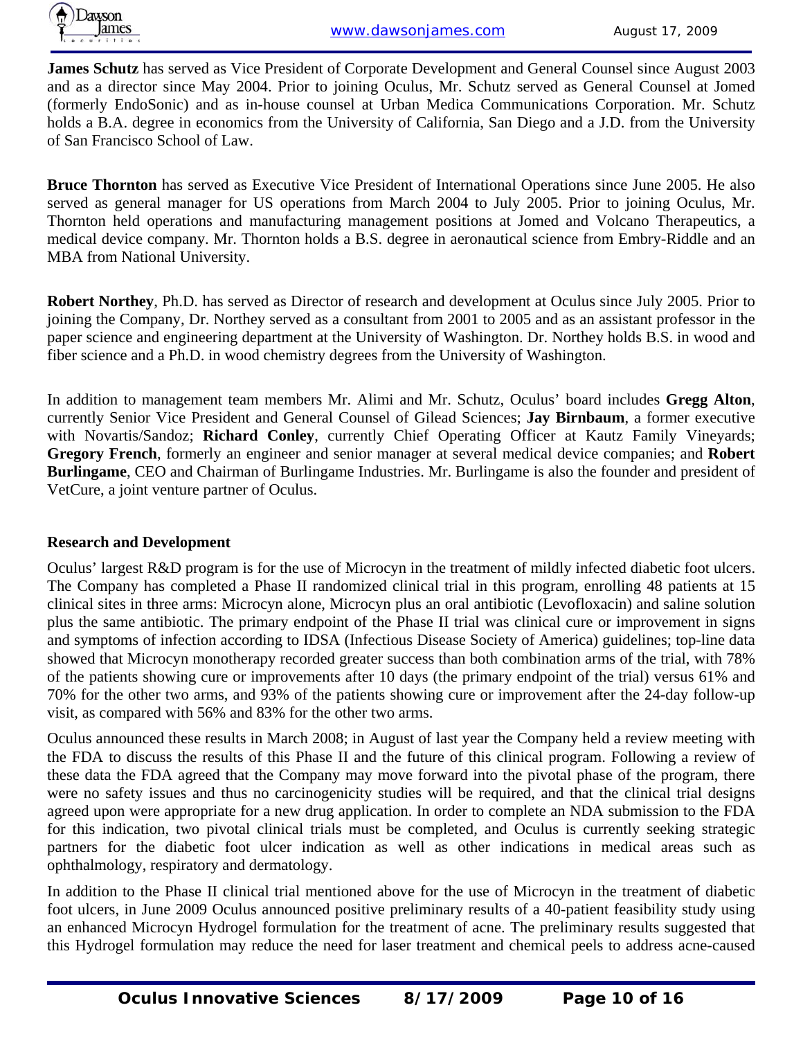**James Schutz** has served as Vice President of Corporate Development and General Counsel since August 2003 and as a director since May 2004. Prior to joining Oculus, Mr. Schutz served as General Counsel at Jomed (formerly EndoSonic) and as in-house counsel at Urban Medica Communications Corporation. Mr. Schutz holds a B.A. degree in economics from the University of California, San Diego and a J.D. from the University of San Francisco School of Law.

**Bruce Thornton** has served as Executive Vice President of International Operations since June 2005. He also served as general manager for US operations from March 2004 to July 2005. Prior to joining Oculus, Mr. Thornton held operations and manufacturing management positions at Jomed and Volcano Therapeutics, a medical device company. Mr. Thornton holds a B.S. degree in aeronautical science from Embry-Riddle and an MBA from National University.

**Robert Northey**, Ph.D. has served as Director of research and development at Oculus since July 2005. Prior to joining the Company, Dr. Northey served as a consultant from 2001 to 2005 and as an assistant professor in the paper science and engineering department at the University of Washington. Dr. Northey holds B.S. in wood and fiber science and a Ph.D. in wood chemistry degrees from the University of Washington.

In addition to management team members Mr. Alimi and Mr. Schutz, Oculus' board includes **Gregg Alton**, currently Senior Vice President and General Counsel of Gilead Sciences; **Jay Birnbaum**, a former executive with Novartis/Sandoz; **Richard Conley**, currently Chief Operating Officer at Kautz Family Vineyards; **Gregory French**, formerly an engineer and senior manager at several medical device companies; and **Robert Burlingame**, CEO and Chairman of Burlingame Industries. Mr. Burlingame is also the founder and president of VetCure, a joint venture partner of Oculus.

**Research and Development**

Oculus' largest R&D program is for the use of Microcyn in the treatment of mildly infected diabetic foot ulcers. The Company has completed a Phase II randomized clinical trial in this program, enrolling 48 patients at 15 clinical sites in three arms: Microcyn alone, Microcyn plus an oral antibiotic (Levofloxacin) and saline solution plus the same antibiotic. The primary endpoint of the Phase II trial was clinical cure or improvement in signs and symptoms of infection according to IDSA (Infectious Disease Society of America) guidelines; top-line data showed that Microcyn monotherapy recorded greater success than both combination arms of the trial, with 78% of the patients showing cure or improvements after 10 days (the primary endpoint of the trial) versus 61% and 70% for the other two arms, and 93% of the patients showing cure or improvement after the 24-day follow-up visit, as compared with 56% and 83% for the other two arms.

Oculus announced these results in March 2008; in August of last year the Company held a review meeting with the FDA to discuss the results of this Phase II and the future of this clinical program. Following a review of these data the FDA agreed that the Company may move forward into the pivotal phase of the program, there were no safety issues and thus no carcinogenicity studies will be required, and that the clinical trial designs agreed upon were appropriate for a new drug application. In order to complete an NDA submission to the FDA for this indication, two pivotal clinical trials must be completed, and Oculus is currently seeking strategic partners for the diabetic foot ulcer indication as well as other indications in medical areas such as ophthalmology, respiratory and dermatology.

In addition to the Phase II clinical trial mentioned above for the use of Microcyn in the treatment of diabetic foot ulcers, in June 2009 Oculus announced positive preliminary results of a 40-patient feasibility study using an enhanced Microcyn Hydrogel formulation for the treatment of acne. The preliminary results suggested that this Hydrogel formulation may reduce the need for laser treatment and chemical peels to address acne-caused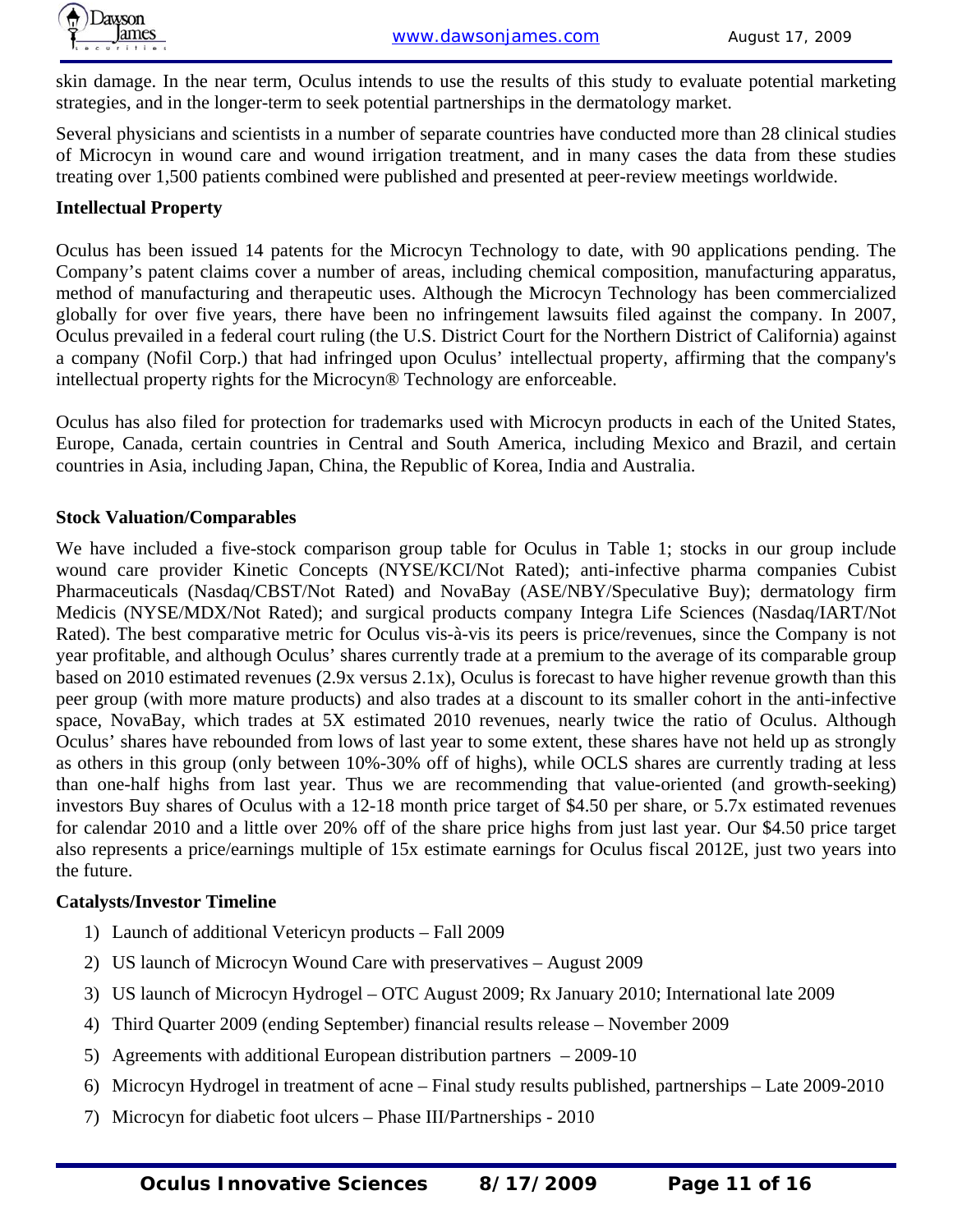skin damage. In the near term, Oculus intends to use the results of this study to evaluate potential marketing strategies, and in the longer-term to seek potential partnerships in the dermatology market.

Several physicians and scientists in a number of separate countries have conducted more than 28 clinical studies of Microcyn in wound care and wound irrigation treatment, and in many cases the data from these studies treating over 1,500 patients combined were published and presented at peer-review meetings worldwide.

**Intellectual Property**

Oculus has been issued 14 patents for the Microcyn Technology to date, with 90 applications pending. The Company's patent claims cover a number of areas, including chemical composition, manufacturing apparatus, method of manufacturing and therapeutic uses. Although the Microcyn Technology has been commercialized globally for over five years, there have been no infringement lawsuits filed against the company. In 2007, Oculus prevailed in a federal court ruling (the U.S. District Court for the Northern District of California) against a company (Nofil Corp.) that had infringed upon Oculus' intellectual property, affirming that the company's intellectual property rights for the Microcyn® Technology are enforceable.

Oculus has also filed for protection for trademarks used with Microcyn products in each of the United States, Europe, Canada, certain countries in Central and South America, including Mexico and Brazil, and certain countries in Asia, including Japan, China, the Republic of Korea, India and Australia.

**Stock Valuation/Comparables**

We have included a five-stock comparison group table for Oculus in Table 1; stocks in our group include wound care provider Kinetic Concepts (NYSE/KCI/Not Rated); anti-infective pharma companies Cubist Pharmaceuticals (Nasdaq/CBST/Not Rated) and NovaBay (ASE/NBY/Speculative Buy); dermatology firm Medicis (NYSE/MDX/Not Rated); and surgical products company Integra Life Sciences (Nasdaq/IART/Not Rated). The best comparative metric for Oculus vis-à-vis its peers is price/revenues, since the Company is not year profitable, and although Oculus' shares currently trade at a premium to the average of its comparable group based on 2010 estimated revenues (2.9x versus 2.1x), Oculus is forecast to have higher revenue growth than this peer group (with more mature products) and also trades at a discount to its smaller cohort in the anti-infective space, NovaBay, which trades at 5X estimated 2010 revenues, nearly twice the ratio of Oculus. Although Oculus' shares have rebounded from lows of last year to some extent, these shares have not held up as strongly as others in this group (only between 10%-30% off of highs), while OCLS shares are currently trading at less than one-half highs from last year. Thus we are recommending that value-oriented (and growth-seeking) investors Buy shares of Oculus with a 12-18 month price target of $4.50 per share, or 5.7x estimated revenues for calendar 2010 and a little over 20% off of the share price highs from just last year. Our $4.50 price target also represents a price/earnings multiple of 15x estimate earnings for Oculus fiscal 2012E, just two years into the future.

**Catalysts/Investor Timeline**

1) Launch of additional Vetericyn products – Fall 2009
2) US launch of Microcyn Wound Care with preservatives – August 2009
3) US launch of Microcyn Hydrogel – OTC August 2009; Rx January 2010; International late 2009
4) Third Quarter 2009 (ending September) financial results release – November 2009
5) Agreements with additional European distribution partners – 2009-10
6) Microcyn Hydrogel in treatment of acne – Final study results published, partnerships – Late 2009-2010
7) Microcyn for diabetic foot ulcers – Phase III/Partnerships - 2010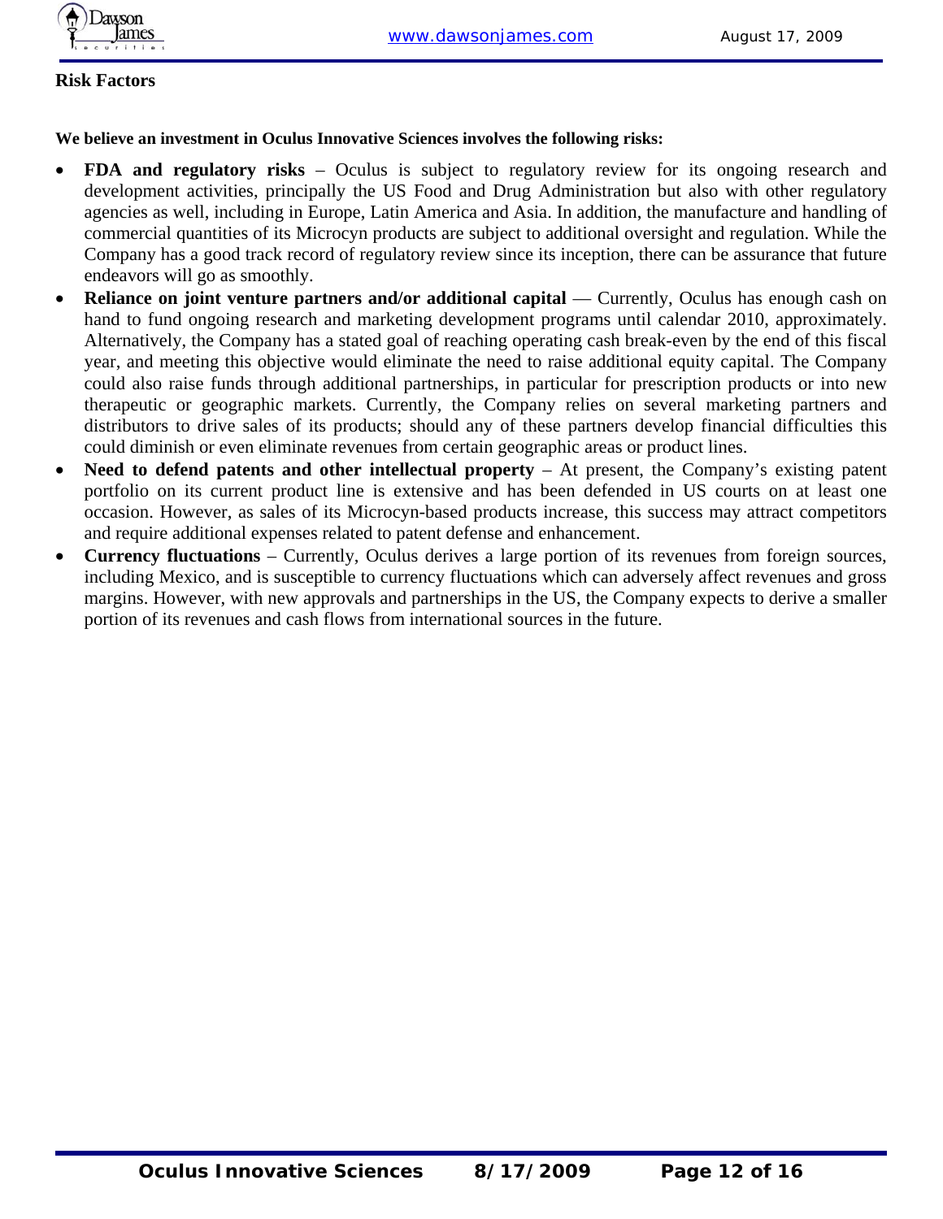## Risk Factors

**We believe an investment in Oculus Innovative Sciences involves the following risks:**

- **FDA and regulatory risks** – Oculus is subject to regulatory review for its ongoing research and development activities, principally the US Food and Drug Administration but also with other regulatory agencies as well, including in Europe, Latin America and Asia. In addition, the manufacture and handling of commercial quantities of its Microcyn products are subject to additional oversight and regulation. While the Company has a good track record of regulatory review since its inception, there can be assurance that future endeavors will go as smoothly.
- **Reliance on joint venture partners and/or additional capital** — Currently, Oculus has enough cash on hand to fund ongoing research and marketing development programs until calendar 2010, approximately. Alternatively, the Company has a stated goal of reaching operating cash break-even by the end of this fiscal year, and meeting this objective would eliminate the need to raise additional equity capital. The Company could also raise funds through additional partnerships, in particular for prescription products or into new therapeutic or geographic markets. Currently, the Company relies on several marketing partners and distributors to drive sales of its products; should any of these partners develop financial difficulties this could diminish or even eliminate revenues from certain geographic areas or product lines.
- **Need to defend patents and other intellectual property** – At present, the Company's existing patent portfolio on its current product line is extensive and has been defended in US courts on at least one occasion. However, as sales of its Microcyn-based products increase, this success may attract competitors and require additional expenses related to patent defense and enhancement.
- **Currency fluctuations** – Currently, Oculus derives a large portion of its revenues from foreign sources, including Mexico, and is susceptible to currency fluctuations which can adversely affect revenues and gross margins. However, with new approvals and partnerships in the US, the Company expects to derive a smaller portion of its revenues and cash flows from international sources in the future.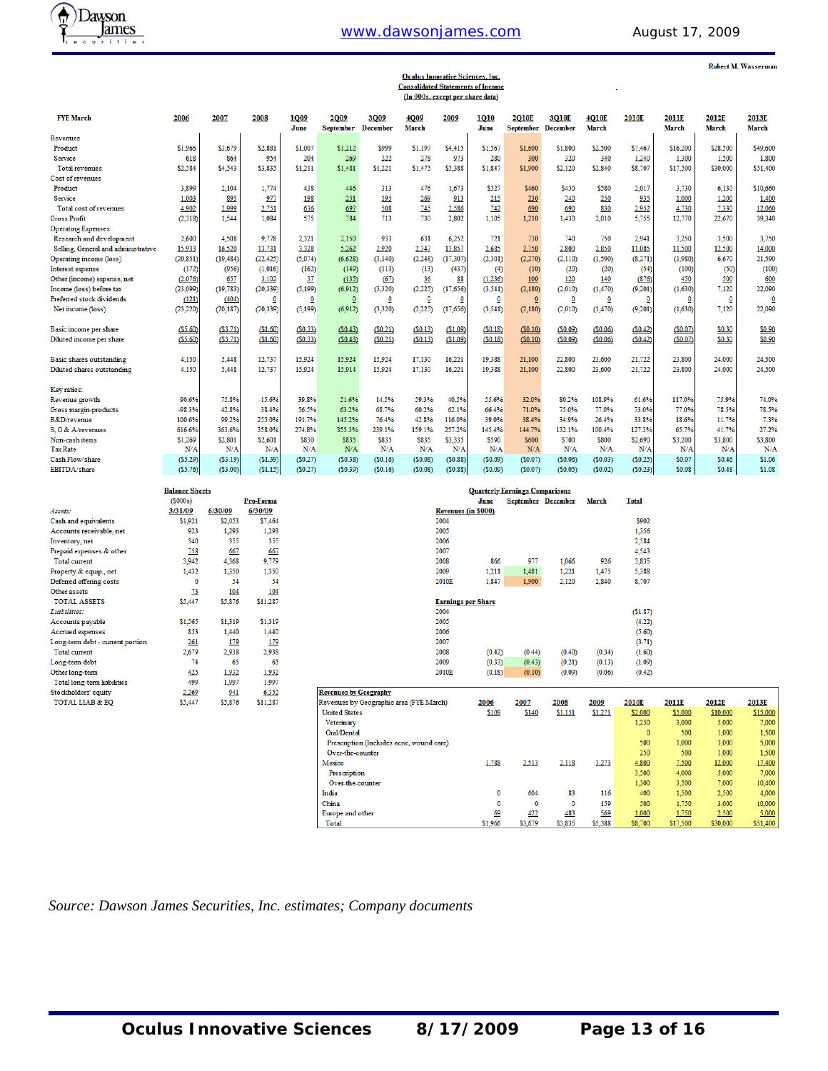Robert M. Wasserman

**Oculus Innovative Sciences, Inc.**
**Consolidated Statements of Income**
**(In 000s, except per share data)**

| FYE March | 2006 | 2007 | 2008 | 1Q09 June | 2Q09 September | 3Q09 December | 4Q09 March | 2009 | 1Q10 June | 2Q10E September | 3Q10E December | 4Q10E March | 2010E | 2011E March | 2012E March | 2013E March |
|---|---|---|---|---|---|---|---|---|---|---|---|---|---|---|---|---|
| Revenues | | | | | | | | | | | | | | | | |
| Product | $1,966 | $3,679 | $2,881 | $1,007 | $1,212 | $999 | $1,197 | $4,415 | $1,567 | $1,600 | $1,800 | $2,500 | $7,467 | $16,200 | $28,500 | $49,600 |
| Service | 618 | 864 | 954 | 204 | 269 | 222 | 278 | 973 | 280 | 300 | 320 | 340 | 1,240 | 1,300 | 1,500 | 1,800 |
| Total revenues | $2,584 | $4,543 | $3,835 | $1,211 | $1,481 | $1,221 | $1,475 | $5,388 | $1,847 | $1,900 | $2,120 | $2,840 | $8,707 | $17,500 | $30,000 | $51,400 |
| Cost of revenues | | | | | | | | | | | | | | | | |
| Product | 3,899 | 2,104 | 1,774 | 438 | 446 | 313 | 476 | 1,673 | $527 | $460 | $450 | $580 | 2,017 | 3,730 | 6,130 | $10,660 |
| Service | 1,003 | 895 | 977 | 198 | 251 | 195 | 269 | 913 | 215 | 230 | 240 | 250 | 935 | 1,000 | 1,200 | 1,400 |
| Total cost of revenues | 4,902 | 2,999 | 2,751 | 636 | 697 | 508 | 745 | 2,586 | 742 | 690 | 690 | 830 | 2,952 | 4,730 | 7,330 | 12,060 |
| Gross Profit | (2,318) | 1,544 | 1,084 | 575 | 784 | 713 | 730 | 2,802 | 1,105 | 1,210 | 1,430 | 2,010 | 5,755 | 12,770 | 22,670 | 39,340 |
| Operating Expenses: | | | | | | | | | | | | | | | | |
| Research and development | 2,600 | 4,508 | 9,778 | 2,321 | 2,150 | 933 | 631 | 6,252 | 721 | 730 | 740 | 750 | 2,941 | 3,250 | 3,500 | 3,750 |
| Selling, General and administrative | 15,933 | 16,520 | 13,731 | 3,328 | 5,262 | 2,920 | 2,347 | 13,857 | 2,685 | 2,750 | 2,800 | 2,850 | 11,085 | 11,500 | 12,500 | 14,000 |
| Operating income (loss) | (20,851) | (19,484) | (22,425) | (5,074) | (6,628) | (3,140) | (2,248) | (17,307) | (2,301) | (2,270) | (2,110) | (1,590) | (8,271) | (1,980) | 6,670 | 21,590 |
| Interest expense | (172) | (956) | (1,016) | (162) | (149) | (113) | (13) | (437) | (4) | (10) | (20) | (20) | (54) | (100) | (50) | (100) |
| Other (income) expense, net | (2,076) | 657 | 3,102 | 37 | (135) | (67) | 36 | 88 | (1,236) | 100 | 120 | 140 | (876) | 450 | 500 | 600 |
| Income (loss) before tax | (23,099) | (19,783) | (20,339) | (5,199) | (6,912) | (3,320) | (2,225) | (17,656) | (3,541) | (2,180) | (2,010) | (1,470) | (9,201) | (1,630) | 7,120 | 22,090 |
| Preferred stock dividends | (121) | (404) | 0 | 0 | 0 | 0 | 0 | 0 | 0 | 0 | 0 | 0 | 0 | 0 | 0 | 0 |
| Net income (loss) | (23,220) | (20,187) | (20,339) | (5,199) | (6,912) | (3,320) | (2,225) | (17,656) | (3,541) | (2,180) | (2,010) | (1,470) | (9,201) | (1,630) | 7,120 | 22,090 |
| Basic income per share | ($5.60) | ($3.71) | ($1.60) | ($0.33) | ($0.43) | ($0.21) | ($0.13) | ($1.09) | ($0.18) | ($0.10) | ($0.09) | ($0.06) | ($0.42) | ($0.07) | $0.30 | $0.90 |
| Diluted income per share | ($5.60) | ($3.71) | ($1.60) | ($0.33) | ($0.43) | ($0.21) | ($0.13) | ($1.09) | ($0.18) | ($0.10) | ($0.09) | ($0.06) | ($0.42) | ($0.07) | $0.30 | $0.90 |
| Basic shares outstanding | 4,150 | 5,448 | 12,737 | 15,924 | 15,924 | 15,924 | 17,130 | 16,221 | 19,388 | 21,100 | 22,800 | 23,600 | 21,722 | 23,800 | 24,000 | 24,500 |
| Diluted shares outstanding | 4,150 | 5,448 | 12,737 | 15,924 | 15,914 | 15,924 | 17,130 | 16,221 | 19,388 | 21,100 | 22,800 | 23,600 | 21,722 | 23,800 | 24,000 | 24,500 |
| Key ratios: | | | | | | | | | | | | | | | | |
| Revenue growth | 90.6% | 75.8% | -15.6% | 39.8% | 51.6% | 14.5% | 59.3% | 40.5% | 55.6% | 32.0% | 80.2% | 108.9% | 61.6% | 117.0% | 75.9% | 74.0% |
| Gross margin-products | -98.3% | 42.8% | 38.4% | 56.5% | 63.2% | 68.7% | 60.2% | 62.1% | 66.4% | 71.0% | 75.0% | 77.0% | 73.0% | 77.0% | 78.5% | 78.5% |
| R&D/revenue | 100.6% | 99.2% | 255.0% | 191.7% | 145.2% | 76.4% | 42.8% | 116.0% | 39.0% | 38.4% | 34.9% | 26.4% | 33.8% | 18.6% | 11.7% | 7.3% |
| S, G & A/revenues | 616.6% | 363.6% | 358.0% | 274.8% | 355.3% | 239.1% | 159.1% | 257.2% | 145.4% | 144.7% | 132.1% | 100.4% | 127.3% | 65.7% | 41.7% | 27.2% |
| Non-cash items | $1,269 | $2,801 | $2,601 | $830 | $835 | $835 | $835 | $3,335 | $590 | $600 | $700 | $800 | $2,690 | $3,200 | $3,800 | $3,800 |
| Tax Rate | N/A | N/A | N/A | N/A | N/A | N/A | N/A | N/A | N/A | N/A | N/A | N/A | N/A | N/A | N/A | N/A |
| Cash Flow/share | ($5.29) | ($3.19) | ($1.39) | ($0.27) | ($0.38) | ($0.16) | ($0.08) | ($0.88) | ($0.05) | ($0.07) | ($0.06) | ($0.03) | ($0.25) | $0.07 | $0.46 | $1.06 |
| EBITDA/share | ($5.76) | ($3.00) | ($1.15) | ($0.27) | ($0.39) | ($0.16) | ($0.08) | ($0.88) | ($0.09) | ($0.07) | ($0.05) | ($0.02) | ($0.23) | $0.08 | $0.48 | $1.08 |

**Balance Sheets**

| ($000s) | 3/31/09 | 6/30/09 | Pro-Forma 6/30/09 |
|---|---|---|---|
| *Assets:* | | | |
| Cash and equivalents | $1,921 | $2,053 | $7,464 |
| Accounts receivable, net | 923 | 1,293 | 1,293 |
| Inventory, net | 340 | 355 | 355 |
| Prepaid expenses & other | 758 | 667 | 667 |
| Total current | 3,942 | 4,368 | 9,779 |
| Property & equip., net | 1,432 | 1,350 | 1,350 |
| Deferred offering costs | 0 | 54 | 54 |
| Other assets | 73 | 104 | 104 |
| TOTAL ASSETS | $5,447 | $5,876 | $11,287 |
| *Liabilities:* | | | |
| Accounts payable | $1,565 | $1,319 | $1,319 |
| Accrued expenses | 853 | 1,440 | 1,440 |
| Long-term debt - current portion | 261 | 179 | 179 |
| Total current | 2,679 | 2,938 | 2,938 |
| Long-term debt | 74 | 65 | 65 |
| Other long-term | 425 | 1,932 | 1,932 |
| Total long-term liabilities | 499 | 1,997 | 1,997 |
| Stockholders' equity | 2,269 | 941 | 6,352 |
| TOTAL LIAB & EQ | $5,447 | $5,876 | $11,287 |

**Quarterly Earnings Comparisons**

| Revenues (in $000) | June | September | December | March | Total |
|---|---|---|---|---|---|
| 2004 | | | | | $902 |
| 2005 | | | | | 1,356 |
| 2006 | | | | | 2,584 |
| 2007 | | | | | 4,543 |
| 2008 | 866 | 977 | 1,066 | 926 | 3,835 |
| 2009 | 1,211 | 1,481 | 1,221 | 1,475 | 5,388 |
| 2010E | 1,847 | 1,900 | 2,120 | 2,840 | 8,707 |

| Earnings per Share | June | September | December | March | Total |
|---|---|---|---|---|---|
| 2004 | | | | | ($1.87) |
| 2005 | | | | | (4.22) |
| 2006 | | | | | (5.60) |
| 2007 | | | | | (3.71) |
| 2008 | (0.42) | (0.44) | (0.40) | (0.34) | (1.60) |
| 2009 | (0.33) | (0.43) | (0.21) | (0.13) | (1.09) |
| 2010E | (0.18) | (0.10) | (0.09) | (0.06) | (0.42) |

**Revenues by Geography**

| Revenues by Geographic area (FYE March) | 2006 | 2007 | 2008 | 2009 | 2010E | 2011E | 2012E | 2013E |
|---|---|---|---|---|---|---|---|---|
| United States | $109 | $140 | $1,151 | $1,271 | $2,000 | $5,000 | $10,000 | $15,000 |
| Veterinary | | | | | 1,250 | 3,000 | 5,000 | 7,000 |
| Oral/Dental | | | | | 0 | 500 | 1,000 | 1,500 |
| Prescription (Includes acne, wound care) | | | | | 500 | 1,000 | 3,000 | 5,000 |
| Over-the-counter | | | | | 250 | 500 | 1,000 | 1,500 |
| Mexico | 1,788 | 2,513 | 2,118 | 3,273 | 4,800 | 7,500 | 12,000 | 17,400 |
| Prescription | | | | | 3,500 | 4,000 | 5,000 | 7,000 |
| Over-the-counter | | | | | 1,300 | 3,500 | 7,000 | 10,400 |
| India | 0 | 604 | 83 | 116 | 400 | 1,500 | 2,500 | 4,000 |
| China | 0 | 0 | 0 | 159 | 500 | 1,750 | 3,000 | 10,000 |
| Europe and other | 69 | 422 | 483 | 569 | 1,000 | 1,750 | 2,500 | 5,000 |
| Total | $1,966 | $3,679 | $3,835 | $5,388 | $8,700 | $17,500 | $30,000 | $51,400 |

*Source: Dawson James Securities, Inc. estimates; Company documents*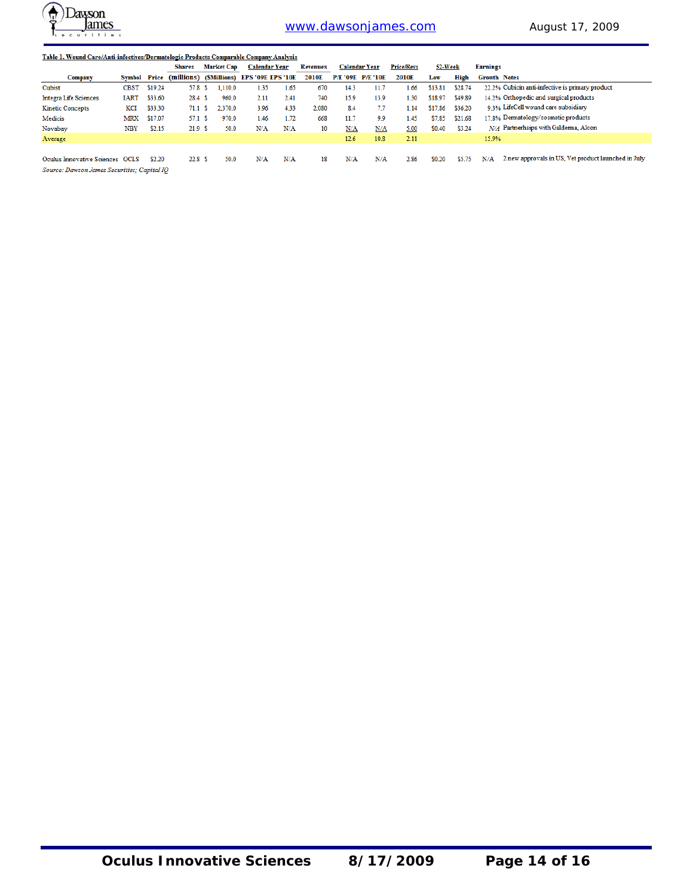**Table 1. Wound Care/Anti-infectives/Dermatologic Products Comparable Company Analysis**

| Company | Symbol | Price | Shares (millions) | Market Cap ($Millions) | Calendar Year EPS '09E | Calendar Year EPS '10E | Revenues 2010E | Calendar Year P/E '09E | Calendar Year P/E '10E | Price/Revs 2010E | 52-Week Low | 52-Week High | Earnings Growth | Notes |
|---|---|---|---|---|---|---|---|---|---|---|---|---|---|---|
| Cubist | CBST | $19.24 | 57.8 | $ 1,110.0 | 1.35 | 1.65 | 670 | 14.3 | 11.7 | 1.66 | $13.81 | $28.74 | 22.2% | Cubicin anti-infective is primary product |
| Integra Life Sciences | IART | $33.60 | 28.4 | $ 960.0 | 2.11 | 2.41 | 740 | 15.9 | 13.9 | 1.30 | $18.97 | $49.89 | 14.2% | Orthopedic and surgical products |
| Kinetic Concepts | KCI | $33.30 | 71.1 | $ 2,370.0 | 3.96 | 4.33 | 2,080 | 8.4 | 7.7 | 1.14 | $17.86 | $36.20 | 9.3% | LifeCell wound care subsidiary |
| Medicis | MRX | $17.07 | 57.1 | $ 970.0 | 1.46 | 1.72 | 668 | 11.7 | 9.9 | 1.45 | $7.85 | $21.68 | 17.8% | Dermatology/cosmetic products |
| Novabay | NBY | $2.15 | 21.9 | $ 50.0 | N/A | N/A | 10 | N/A | N/A | 5.00 | $0.40 | $3.24 | N/A | Partnerhsips with Galderma, Alcon |
| Average | | | | | | | | 12.6 | 10.8 | 2.11 | | | 15.9% | |
| | | | | | | | | | | | | | | |
| Oculus Innovative Sciences | OCLS | $2.20 | 22.8 | $ 50.0 | N/A | N/A | 18 | N/A | N/A | 2.86 | $0.20 | $5.75 | N/A | 2 new approvals in US, Vet product launched in July |

*Source: Dawson James Securities; Capital IQ*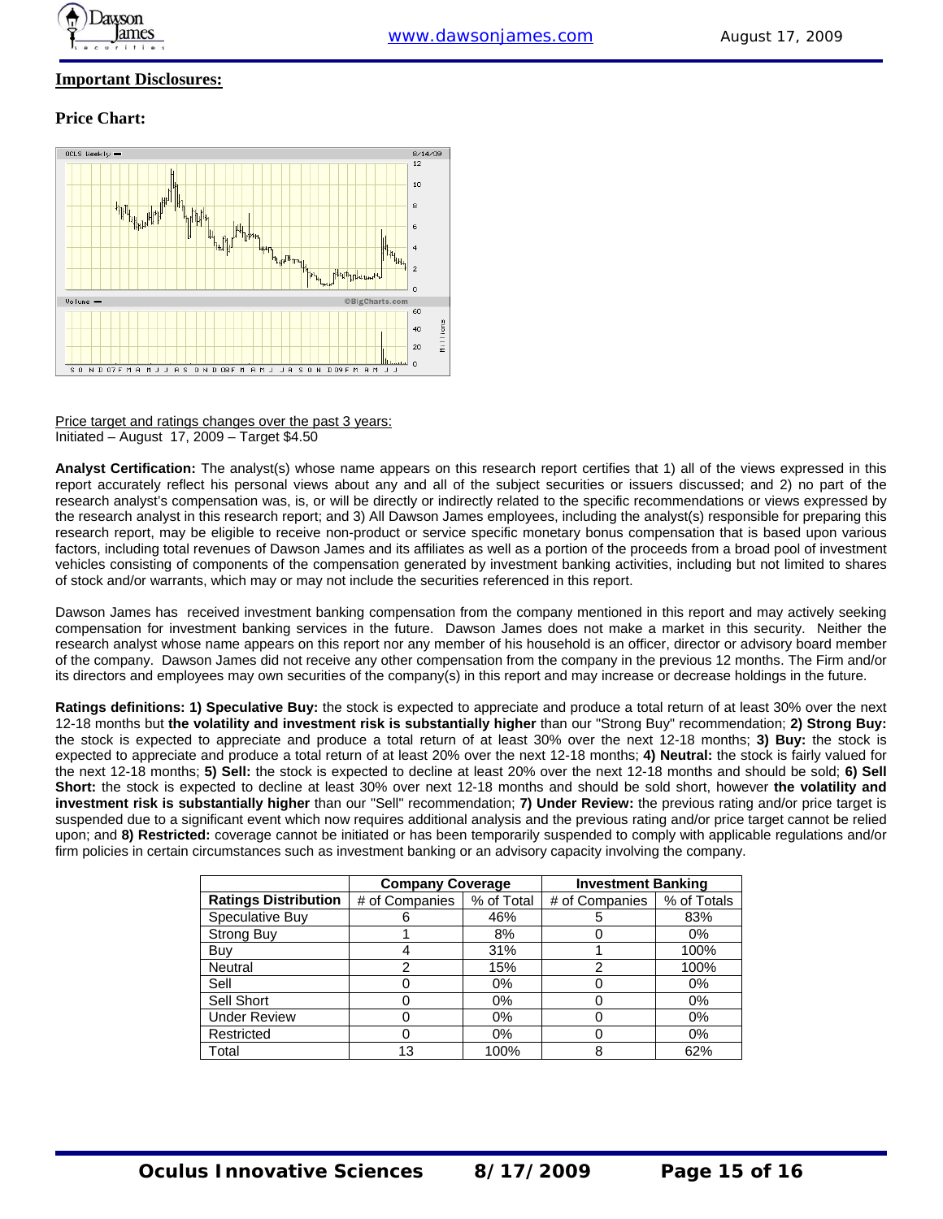## Important Disclosures:

### Price Chart:

Price target and ratings changes over the past 3 years:
Initiated – August 17, 2009 – Target $4.50

**Analyst Certification:** The analyst(s) whose name appears on this research report certifies that 1) all of the views expressed in this report accurately reflect his personal views about any and all of the subject securities or issuers discussed; and 2) no part of the research analyst's compensation was, is, or will be directly or indirectly related to the specific recommendations or views expressed by the research analyst in this research report; and 3) All Dawson James employees, including the analyst(s) responsible for preparing this research report, may be eligible to receive non-product or service specific monetary bonus compensation that is based upon various factors, including total revenues of Dawson James and its affiliates as well as a portion of the proceeds from a broad pool of investment vehicles consisting of components of the compensation generated by investment banking activities, including but not limited to shares of stock and/or warrants, which may or may not include the securities referenced in this report.

Dawson James has received investment banking compensation from the company mentioned in this report and may actively seeking compensation for investment banking services in the future. Dawson James does not make a market in this security. Neither the research analyst whose name appears on this report nor any member of his household is an officer, director or advisory board member of the company. Dawson James did not receive any other compensation from the company in the previous 12 months. The Firm and/or its directors and employees may own securities of the company(s) in this report and may increase or decrease holdings in the future.

**Ratings definitions: 1) Speculative Buy:** the stock is expected to appreciate and produce a total return of at least 30% over the next 12-18 months but **the volatility and investment risk is substantially higher** than our "Strong Buy" recommendation; **2) Strong Buy:** the stock is expected to appreciate and produce a total return of at least 30% over the next 12-18 months; **3) Buy:** the stock is expected to appreciate and produce a total return of at least 20% over the next 12-18 months; **4) Neutral:** the stock is fairly valued for the next 12-18 months; **5) Sell:** the stock is expected to decline at least 20% over the next 12-18 months and should be sold; **6) Sell Short:** the stock is expected to decline at least 30% over next 12-18 months and should be sold short, however **the volatility and investment risk is substantially higher** than our "Sell" recommendation; **7) Under Review:** the previous rating and/or price target is suspended due to a significant event which now requires additional analysis and the previous rating and/or price target cannot be relied upon; and **8) Restricted:** coverage cannot be initiated or has been temporarily suspended to comply with applicable regulations and/or firm policies in certain circumstances such as investment banking or an advisory capacity involving the company.

| | **Company Coverage** | | **Investment Banking** | |
|---|---|---|---|---|
| **Ratings Distribution** | # of Companies | % of Total | # of Companies | % of Totals |
| Speculative Buy | 6 | 46% | 5 | 83% |
| Strong Buy | 1 | 8% | 0 | 0% |
| Buy | 4 | 31% | 1 | 100% |
| Neutral | 2 | 15% | 2 | 100% |
| Sell | 0 | 0% | 0 | 0% |
| Sell Short | 0 | 0% | 0 | 0% |
| Under Review | 0 | 0% | 0 | 0% |
| Restricted | 0 | 0% | 0 | 0% |
| Total | 13 | 100% | 8 | 62% |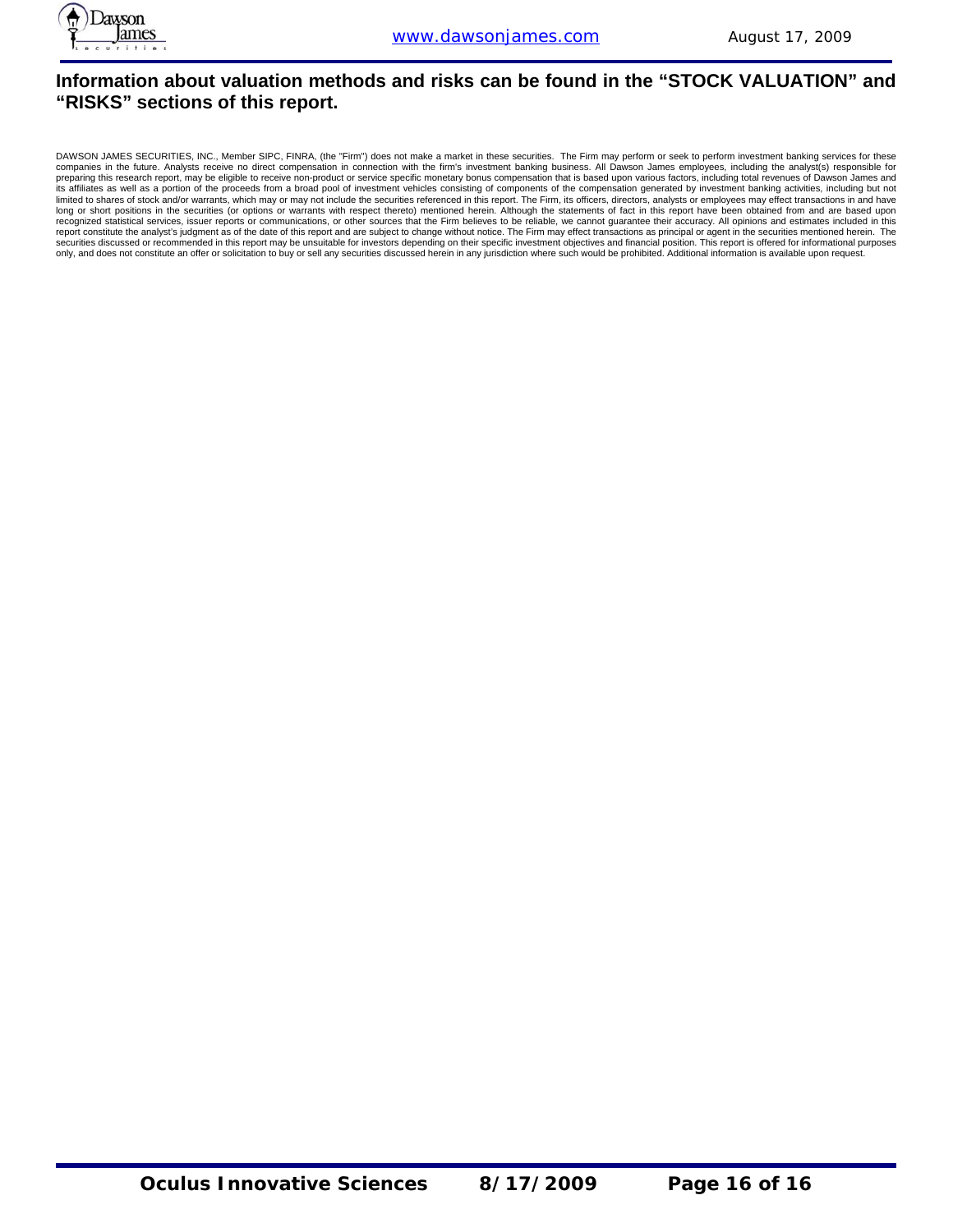**Information about valuation methods and risks can be found in the "STOCK VALUATION" and "RISKS" sections of this report.**

DAWSON JAMES SECURITIES, INC., Member SIPC, FINRA, (the "Firm") does not make a market in these securities. The Firm may perform or seek to perform investment banking services for these companies in the future. Analysts receive no direct compensation in connection with the firm's investment banking business. All Dawson James employees, including the analyst(s) responsible for preparing this research report, may be eligible to receive non-product or service specific monetary bonus compensation that is based upon various factors, including total revenues of Dawson James and its affiliates as well as a portion of the proceeds from a broad pool of investment vehicles consisting of components of the compensation generated by investment banking activities, including but not limited to shares of stock and/or warrants, which may or may not include the securities referenced in this report. The Firm, its officers, directors, analysts or employees may effect transactions in and have long or short positions in the securities (or options or warrants with respect thereto) mentioned herein. Although the statements of fact in this report have been obtained from and are based upon recognized statistical services, issuer reports or communications, or other sources that the Firm believes to be reliable, we cannot guarantee their accuracy. All opinions and estimates included in this report constitute the analyst's judgment as of the date of this report and are subject to change without notice. The Firm may effect transactions as principal or agent in the securities mentioned herein. The securities discussed or recommended in this report may be unsuitable for investors depending on their specific investment objectives and financial position. This report is offered for informational purposes only, and does not constitute an offer or solicitation to buy or sell any securities discussed herein in any jurisdiction where such would be prohibited. Additional information is available upon request.